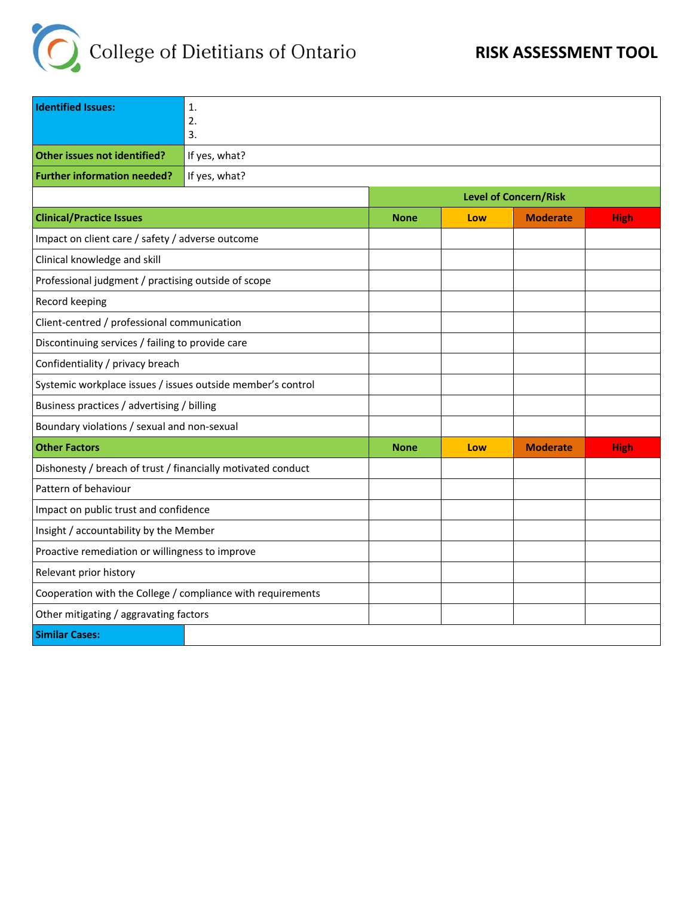College of Dietitians of Ontario

# RISK ASSESSMENT TOOL

| **Identified Issues:** | 1.<br>2.<br>3. |
|---|---|
| **Other issues not identified?** | If yes, what? |
| **Further information needed?** | If yes, what? |

| | **Level of Concern/Risk** | | | |
|---|---|---|---|---|
| **Clinical/Practice Issues** | **None** | **Low** | **Moderate** | **High** |
| Impact on client care / safety / adverse outcome | | | | |
| Clinical knowledge and skill | | | | |
| Professional judgment / practising outside of scope | | | | |
| Record keeping | | | | |
| Client-centred / professional communication | | | | |
| Discontinuing services / failing to provide care | | | | |
| Confidentiality / privacy breach | | | | |
| Systemic workplace issues / issues outside member's control | | | | |
| Business practices / advertising / billing | | | | |
| Boundary violations / sexual and non-sexual | | | | |
| **Other Factors** | **None** | **Low** | **Moderate** | **High** |
| Dishonesty / breach of trust / financially motivated conduct | | | | |
| Pattern of behaviour | | | | |
| Impact on public trust and confidence | | | | |
| Insight / accountability by the Member | | | | |
| Proactive remediation or willingness to improve | | | | |
| Relevant prior history | | | | |
| Cooperation with the College / compliance with requirements | | | | |
| Other mitigating / aggravating factors | | | | |

| **Similar Cases:** | |
|---|---|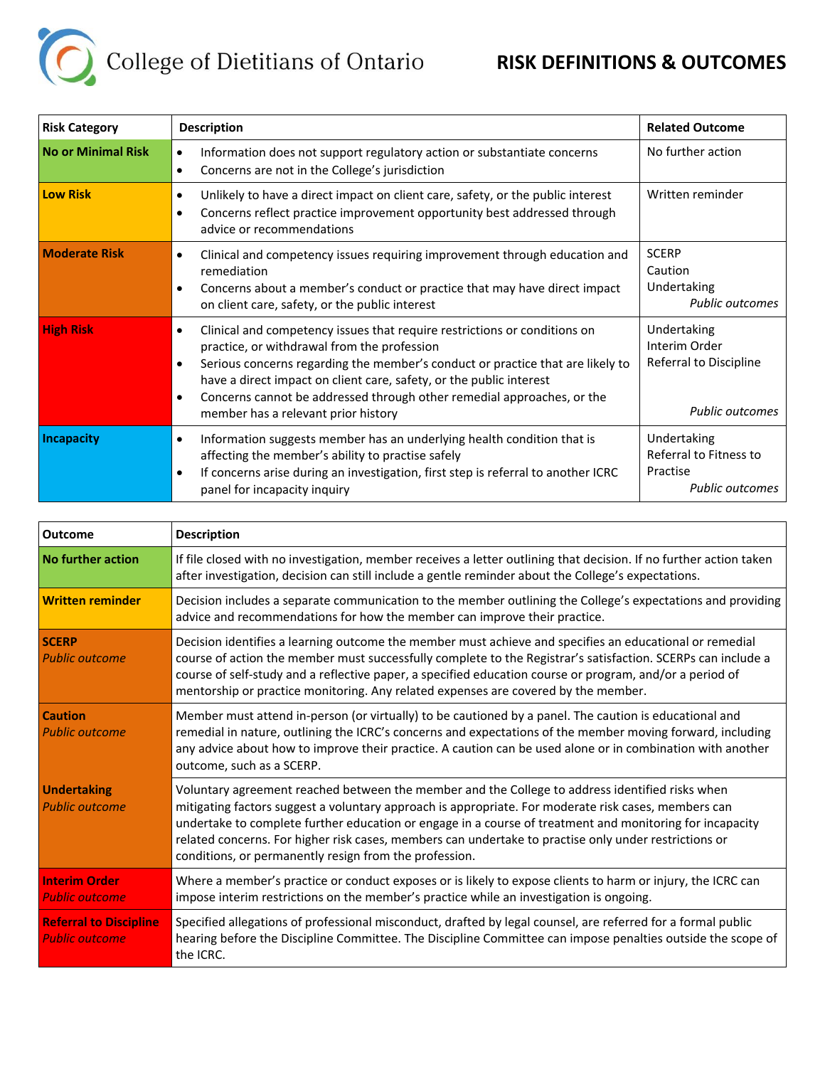College of Dietitians of Ontario

# RISK DEFINITIONS & OUTCOMES

| Risk Category | Description | Related Outcome |
|---|---|---|
| **No or Minimal Risk** | • Information does not support regulatory action or substantiate concerns<br>• Concerns are not in the College's jurisdiction | No further action |
| **Low Risk** | • Unlikely to have a direct impact on client care, safety, or the public interest<br>• Concerns reflect practice improvement opportunity best addressed through advice or recommendations | Written reminder |
| **Moderate Risk** | • Clinical and competency issues requiring improvement through education and remediation<br>• Concerns about a member's conduct or practice that may have direct impact on client care, safety, or the public interest | SCERP<br>Caution<br>Undertaking<br>*Public outcomes* |
| **High Risk** | • Clinical and competency issues that require restrictions or conditions on practice, or withdrawal from the profession<br>• Serious concerns regarding the member's conduct or practice that are likely to have a direct impact on client care, safety, or the public interest<br>• Concerns cannot be addressed through other remedial approaches, or the member has a relevant prior history | Undertaking<br>Interim Order<br>Referral to Discipline<br>*Public outcomes* |
| **Incapacity** | • Information suggests member has an underlying health condition that is affecting the member's ability to practise safely<br>• If concerns arise during an investigation, first step is referral to another ICRC panel for incapacity inquiry | Undertaking<br>Referral to Fitness to Practise<br>*Public outcomes* |

| Outcome | Description |
|---|---|
| **No further action** | If file closed with no investigation, member receives a letter outlining that decision. If no further action taken after investigation, decision can still include a gentle reminder about the College's expectations. |
| **Written reminder** | Decision includes a separate communication to the member outlining the College's expectations and providing advice and recommendations for how the member can improve their practice. |
| **SCERP**<br>*Public outcome* | Decision identifies a learning outcome the member must achieve and specifies an educational or remedial course of action the member must successfully complete to the Registrar's satisfaction. SCERPs can include a course of self-study and a reflective paper, a specified education course or program, and/or a period of mentorship or practice monitoring. Any related expenses are covered by the member. |
| **Caution**<br>*Public outcome* | Member must attend in-person (or virtually) to be cautioned by a panel. The caution is educational and remedial in nature, outlining the ICRC's concerns and expectations of the member moving forward, including any advice about how to improve their practice. A caution can be used alone or in combination with another outcome, such as a SCERP. |
| **Undertaking**<br>*Public outcome* | Voluntary agreement reached between the member and the College to address identified risks when mitigating factors suggest a voluntary approach is appropriate. For moderate risk cases, members can undertake to complete further education or engage in a course of treatment and monitoring for incapacity related concerns. For higher risk cases, members can undertake to practise only under restrictions or conditions, or permanently resign from the profession. |
| **Interim Order**<br>*Public outcome* | Where a member's practice or conduct exposes or is likely to expose clients to harm or injury, the ICRC can impose interim restrictions on the member's practice while an investigation is ongoing. |
| **Referral to Discipline**<br>*Public outcome* | Specified allegations of professional misconduct, drafted by legal counsel, are referred for a formal public hearing before the Discipline Committee. The Discipline Committee can impose penalties outside the scope of the ICRC. |